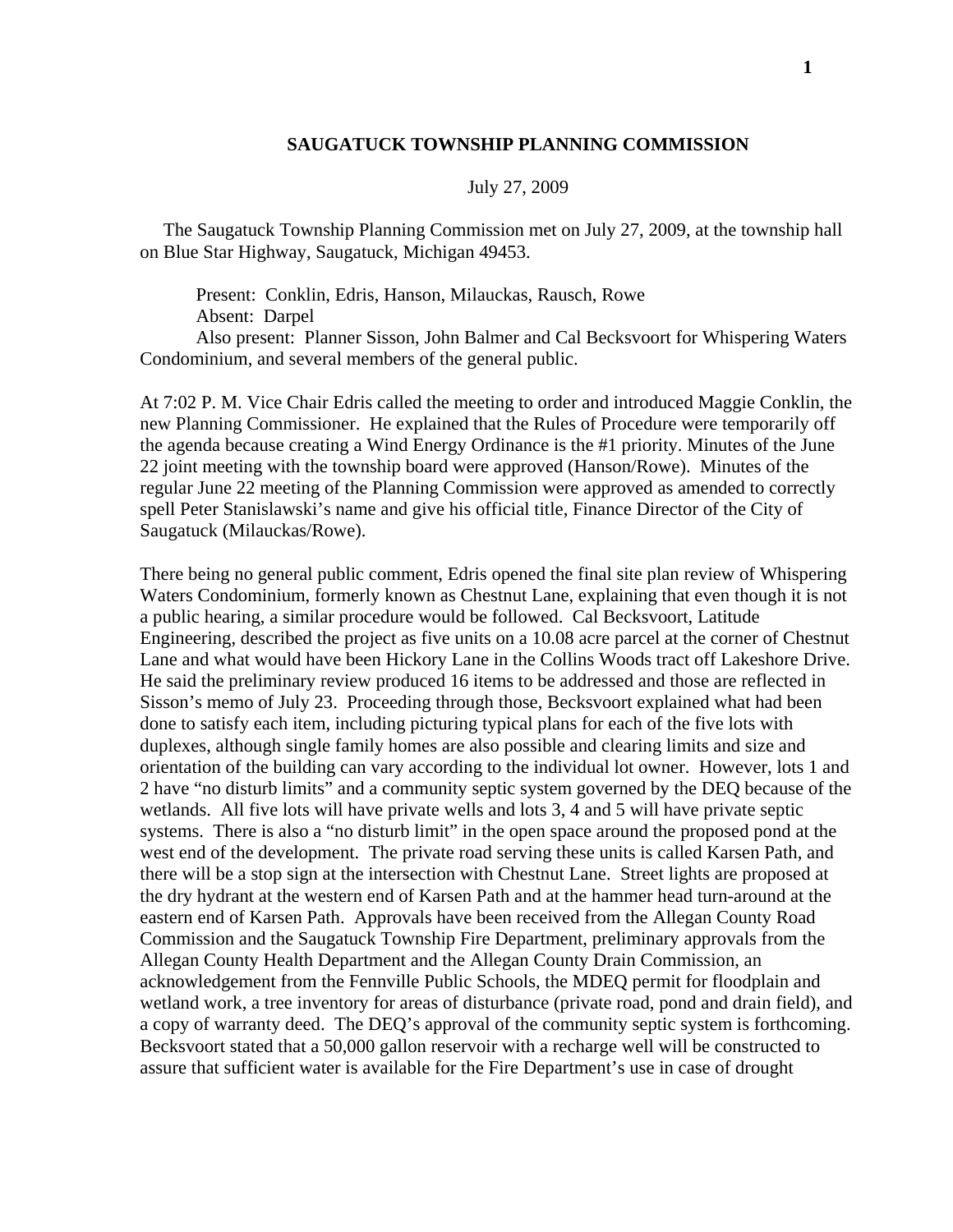# SAUGATUCK TOWNSHIP PLANNING COMMISSION

July 27, 2009

The Saugatuck Township Planning Commission met on July 27, 2009, at the township hall on Blue Star Highway, Saugatuck, Michigan 49453.

Present: Conklin, Edris, Hanson, Milauckas, Rausch, Rowe
Absent: Darpel
Also present: Planner Sisson, John Balmer and Cal Becksvoort for Whispering Waters Condominium, and several members of the general public.

At 7:02 P. M. Vice Chair Edris called the meeting to order and introduced Maggie Conklin, the new Planning Commissioner. He explained that the Rules of Procedure were temporarily off the agenda because creating a Wind Energy Ordinance is the #1 priority. Minutes of the June 22 joint meeting with the township board were approved (Hanson/Rowe). Minutes of the regular June 22 meeting of the Planning Commission were approved as amended to correctly spell Peter Stanislawski's name and give his official title, Finance Director of the City of Saugatuck (Milauckas/Rowe).

There being no general public comment, Edris opened the final site plan review of Whispering Waters Condominium, formerly known as Chestnut Lane, explaining that even though it is not a public hearing, a similar procedure would be followed. Cal Becksvoort, Latitude Engineering, described the project as five units on a 10.08 acre parcel at the corner of Chestnut Lane and what would have been Hickory Lane in the Collins Woods tract off Lakeshore Drive. He said the preliminary review produced 16 items to be addressed and those are reflected in Sisson's memo of July 23. Proceeding through those, Becksvoort explained what had been done to satisfy each item, including picturing typical plans for each of the five lots with duplexes, although single family homes are also possible and clearing limits and size and orientation of the building can vary according to the individual lot owner. However, lots 1 and 2 have "no disturb limits" and a community septic system governed by the DEQ because of the wetlands. All five lots will have private wells and lots 3, 4 and 5 will have private septic systems. There is also a "no disturb limit" in the open space around the proposed pond at the west end of the development. The private road serving these units is called Karsen Path, and there will be a stop sign at the intersection with Chestnut Lane. Street lights are proposed at the dry hydrant at the western end of Karsen Path and at the hammer head turn-around at the eastern end of Karsen Path. Approvals have been received from the Allegan County Road Commission and the Saugatuck Township Fire Department, preliminary approvals from the Allegan County Health Department and the Allegan County Drain Commission, an acknowledgement from the Fennville Public Schools, the MDEQ permit for floodplain and wetland work, a tree inventory for areas of disturbance (private road, pond and drain field), and a copy of warranty deed. The DEQ's approval of the community septic system is forthcoming. Becksvoort stated that a 50,000 gallon reservoir with a recharge well will be constructed to assure that sufficient water is available for the Fire Department's use in case of drought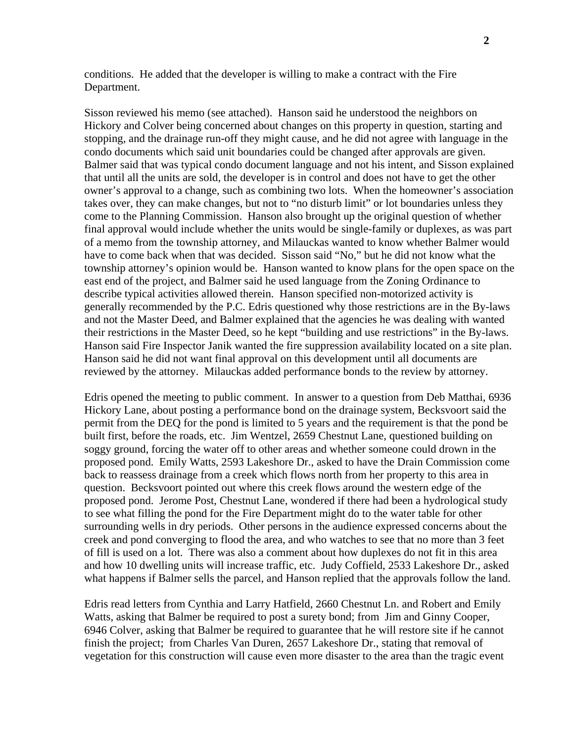conditions. He added that the developer is willing to make a contract with the Fire Department.

Sisson reviewed his memo (see attached). Hanson said he understood the neighbors on Hickory and Colver being concerned about changes on this property in question, starting and stopping, and the drainage run-off they might cause, and he did not agree with language in the condo documents which said unit boundaries could be changed after approvals are given. Balmer said that was typical condo document language and not his intent, and Sisson explained that until all the units are sold, the developer is in control and does not have to get the other owner's approval to a change, such as combining two lots. When the homeowner's association takes over, they can make changes, but not to "no disturb limit" or lot boundaries unless they come to the Planning Commission. Hanson also brought up the original question of whether final approval would include whether the units would be single-family or duplexes, as was part of a memo from the township attorney, and Milauckas wanted to know whether Balmer would have to come back when that was decided. Sisson said "No," but he did not know what the township attorney's opinion would be. Hanson wanted to know plans for the open space on the east end of the project, and Balmer said he used language from the Zoning Ordinance to describe typical activities allowed therein. Hanson specified non-motorized activity is generally recommended by the P.C. Edris questioned why those restrictions are in the By-laws and not the Master Deed, and Balmer explained that the agencies he was dealing with wanted their restrictions in the Master Deed, so he kept "building and use restrictions" in the By-laws. Hanson said Fire Inspector Janik wanted the fire suppression availability located on a site plan. Hanson said he did not want final approval on this development until all documents are reviewed by the attorney. Milauckas added performance bonds to the review by attorney.

Edris opened the meeting to public comment. In answer to a question from Deb Matthai, 6936 Hickory Lane, about posting a performance bond on the drainage system, Becksvoort said the permit from the DEQ for the pond is limited to 5 years and the requirement is that the pond be built first, before the roads, etc. Jim Wentzel, 2659 Chestnut Lane, questioned building on soggy ground, forcing the water off to other areas and whether someone could drown in the proposed pond. Emily Watts, 2593 Lakeshore Dr., asked to have the Drain Commission come back to reassess drainage from a creek which flows north from her property to this area in question. Becksvoort pointed out where this creek flows around the western edge of the proposed pond. Jerome Post, Chestnut Lane, wondered if there had been a hydrological study to see what filling the pond for the Fire Department might do to the water table for other surrounding wells in dry periods. Other persons in the audience expressed concerns about the creek and pond converging to flood the area, and who watches to see that no more than 3 feet of fill is used on a lot. There was also a comment about how duplexes do not fit in this area and how 10 dwelling units will increase traffic, etc. Judy Coffield, 2533 Lakeshore Dr., asked what happens if Balmer sells the parcel, and Hanson replied that the approvals follow the land.

Edris read letters from Cynthia and Larry Hatfield, 2660 Chestnut Ln. and Robert and Emily Watts, asking that Balmer be required to post a surety bond; from Jim and Ginny Cooper, 6946 Colver, asking that Balmer be required to guarantee that he will restore site if he cannot finish the project; from Charles Van Duren, 2657 Lakeshore Dr., stating that removal of vegetation for this construction will cause even more disaster to the area than the tragic event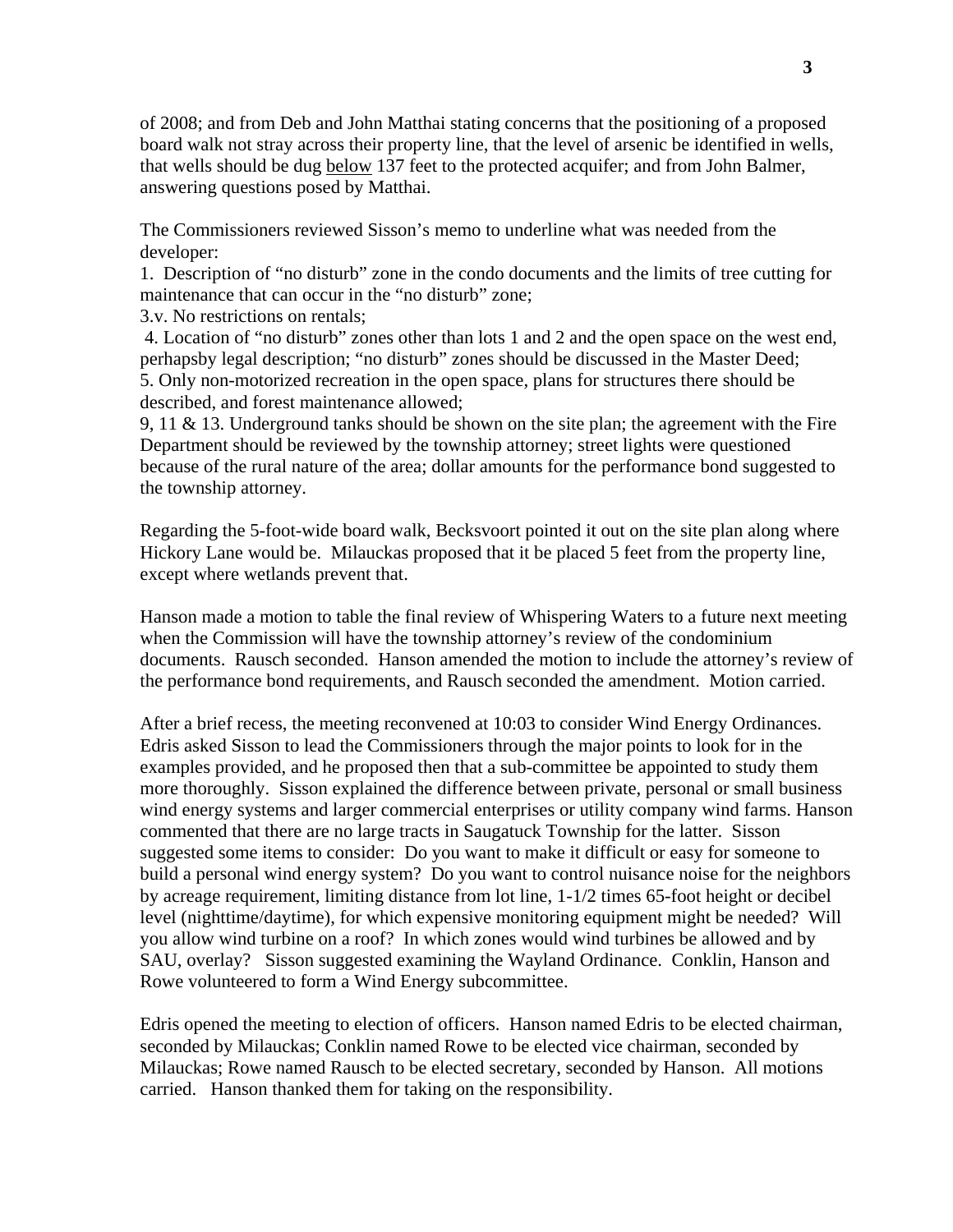of 2008; and from Deb and John Matthai stating concerns that the positioning of a proposed board walk not stray across their property line, that the level of arsenic be identified in wells, that wells should be dug <u>below</u> 137 feet to the protected acquifer; and from John Balmer, answering questions posed by Matthai.

The Commissioners reviewed Sisson's memo to underline what was needed from the developer:

1. Description of "no disturb" zone in the condo documents and the limits of tree cutting for maintenance that can occur in the "no disturb" zone;

3.v. No restrictions on rentals;

4. Location of "no disturb" zones other than lots 1 and 2 and the open space on the west end, perhapsby legal description; "no disturb" zones should be discussed in the Master Deed;

5. Only non-motorized recreation in the open space, plans for structures there should be described, and forest maintenance allowed;

9, 11 & 13. Underground tanks should be shown on the site plan; the agreement with the Fire Department should be reviewed by the township attorney; street lights were questioned because of the rural nature of the area; dollar amounts for the performance bond suggested to the township attorney.

Regarding the 5-foot-wide board walk, Becksvoort pointed it out on the site plan along where Hickory Lane would be. Milauckas proposed that it be placed 5 feet from the property line, except where wetlands prevent that.

Hanson made a motion to table the final review of Whispering Waters to a future next meeting when the Commission will have the township attorney's review of the condominium documents. Rausch seconded. Hanson amended the motion to include the attorney's review of the performance bond requirements, and Rausch seconded the amendment. Motion carried.

After a brief recess, the meeting reconvened at 10:03 to consider Wind Energy Ordinances. Edris asked Sisson to lead the Commissioners through the major points to look for in the examples provided, and he proposed then that a sub-committee be appointed to study them more thoroughly. Sisson explained the difference between private, personal or small business wind energy systems and larger commercial enterprises or utility company wind farms. Hanson commented that there are no large tracts in Saugatuck Township for the latter. Sisson suggested some items to consider: Do you want to make it difficult or easy for someone to build a personal wind energy system? Do you want to control nuisance noise for the neighbors by acreage requirement, limiting distance from lot line, 1-1/2 times 65-foot height or decibel level (nighttime/daytime), for which expensive monitoring equipment might be needed? Will you allow wind turbine on a roof? In which zones would wind turbines be allowed and by SAU, overlay? Sisson suggested examining the Wayland Ordinance. Conklin, Hanson and Rowe volunteered to form a Wind Energy subcommittee.

Edris opened the meeting to election of officers. Hanson named Edris to be elected chairman, seconded by Milauckas; Conklin named Rowe to be elected vice chairman, seconded by Milauckas; Rowe named Rausch to be elected secretary, seconded by Hanson. All motions carried. Hanson thanked them for taking on the responsibility.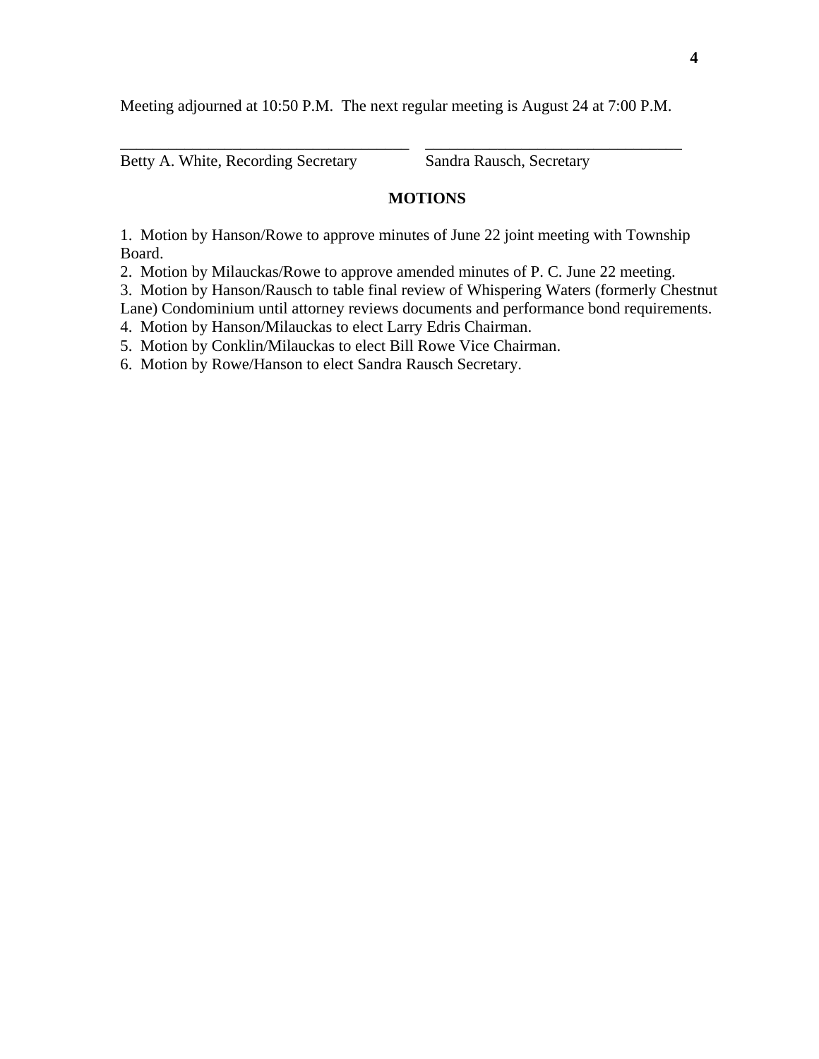Meeting adjourned at 10:50 P.M. The next regular meeting is August 24 at 7:00 P.M.

\_\_\_\_\_\_\_\_\_\_\_\_\_\_\_\_\_\_\_\_\_\_\_\_\_\_\_\_\_\_\_\_\_\_\_\_\_ \_\_\_\_\_\_\_\_\_\_\_\_\_\_\_\_\_\_\_\_\_\_\_\_\_\_\_\_\_\_\_\_\_

Betty A. White, Recording Secretary     Sandra Rausch, Secretary

## MOTIONS

1. Motion by Hanson/Rowe to approve minutes of June 22 joint meeting with Township Board.
2. Motion by Milauckas/Rowe to approve amended minutes of P. C. June 22 meeting.
3. Motion by Hanson/Rausch to table final review of Whispering Waters (formerly Chestnut Lane) Condominium until attorney reviews documents and performance bond requirements.
4. Motion by Hanson/Milauckas to elect Larry Edris Chairman.
5. Motion by Conklin/Milauckas to elect Bill Rowe Vice Chairman.
6. Motion by Rowe/Hanson to elect Sandra Rausch Secretary.